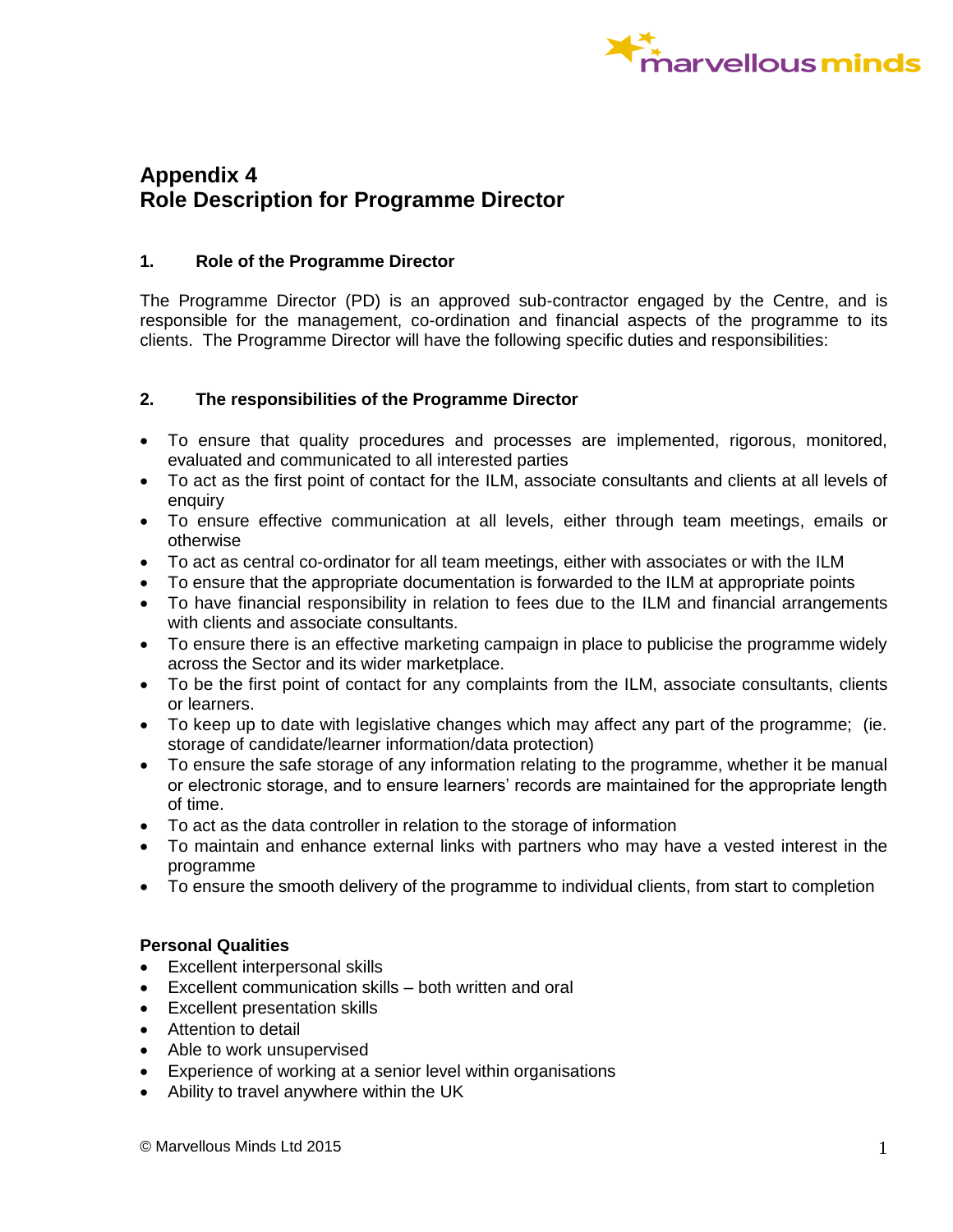# Appendix 4
# Role Description for Programme Director

### 1. Role of the Programme Director

The Programme Director (PD) is an approved sub-contractor engaged by the Centre, and is responsible for the management, co-ordination and financial aspects of the programme to its clients. The Programme Director will have the following specific duties and responsibilities:

### 2. The responsibilities of the Programme Director

- To ensure that quality procedures and processes are implemented, rigorous, monitored, evaluated and communicated to all interested parties
- To act as the first point of contact for the ILM, associate consultants and clients at all levels of enquiry
- To ensure effective communication at all levels, either through team meetings, emails or otherwise
- To act as central co-ordinator for all team meetings, either with associates or with the ILM
- To ensure that the appropriate documentation is forwarded to the ILM at appropriate points
- To have financial responsibility in relation to fees due to the ILM and financial arrangements with clients and associate consultants.
- To ensure there is an effective marketing campaign in place to publicise the programme widely across the Sector and its wider marketplace.
- To be the first point of contact for any complaints from the ILM, associate consultants, clients or learners.
- To keep up to date with legislative changes which may affect any part of the programme; (ie. storage of candidate/learner information/data protection)
- To ensure the safe storage of any information relating to the programme, whether it be manual or electronic storage, and to ensure learners' records are maintained for the appropriate length of time.
- To act as the data controller in relation to the storage of information
- To maintain and enhance external links with partners who may have a vested interest in the programme
- To ensure the smooth delivery of the programme to individual clients, from start to completion

**Personal Qualities**

- Excellent interpersonal skills
- Excellent communication skills – both written and oral
- Excellent presentation skills
- Attention to detail
- Able to work unsupervised
- Experience of working at a senior level within organisations
- Ability to travel anywhere within the UK

© Marvellous Minds Ltd 2015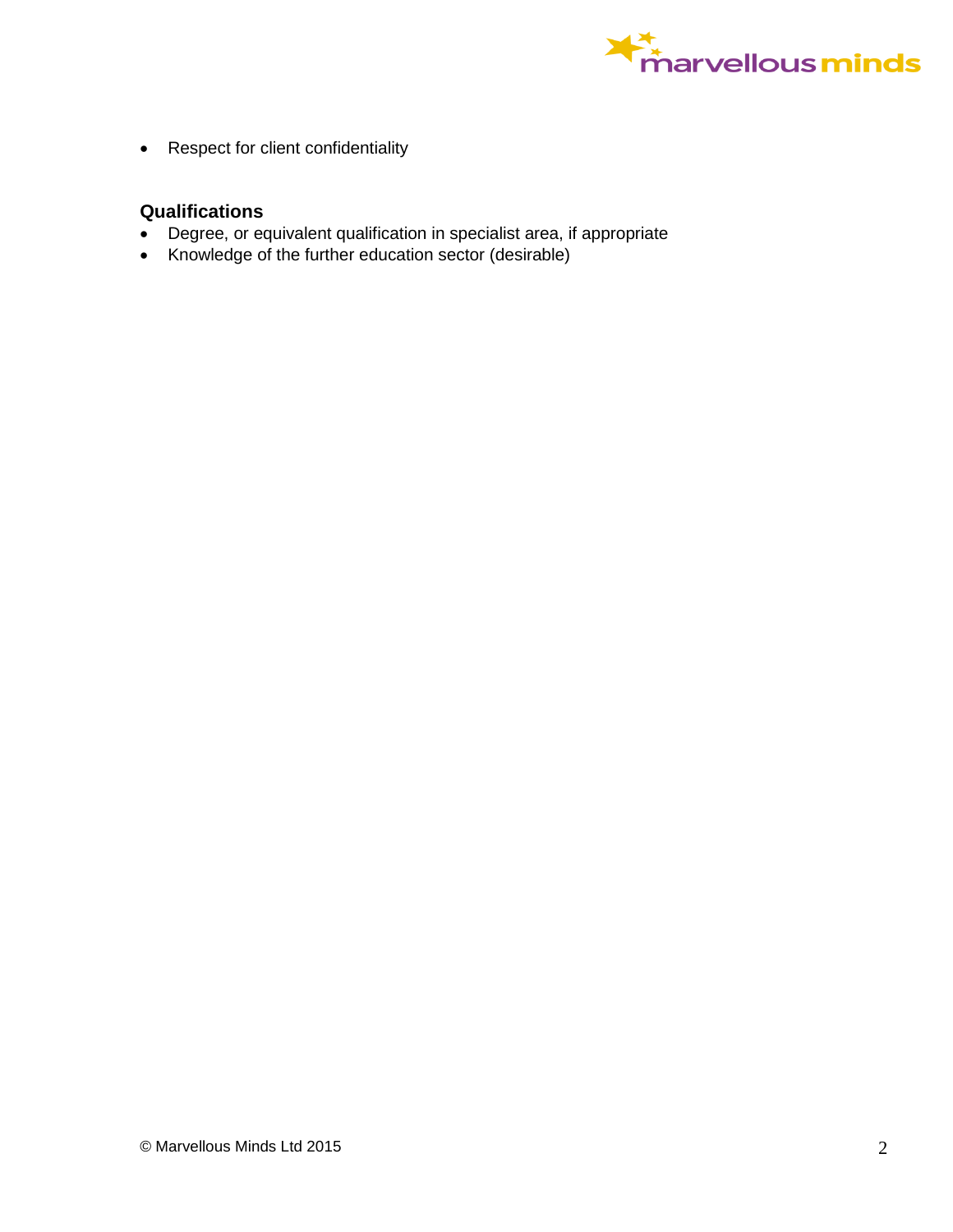- Respect for client confidentiality

**Qualifications**

- Degree, or equivalent qualification in specialist area, if appropriate
- Knowledge of the further education sector (desirable)

© Marvellous Minds Ltd 2015